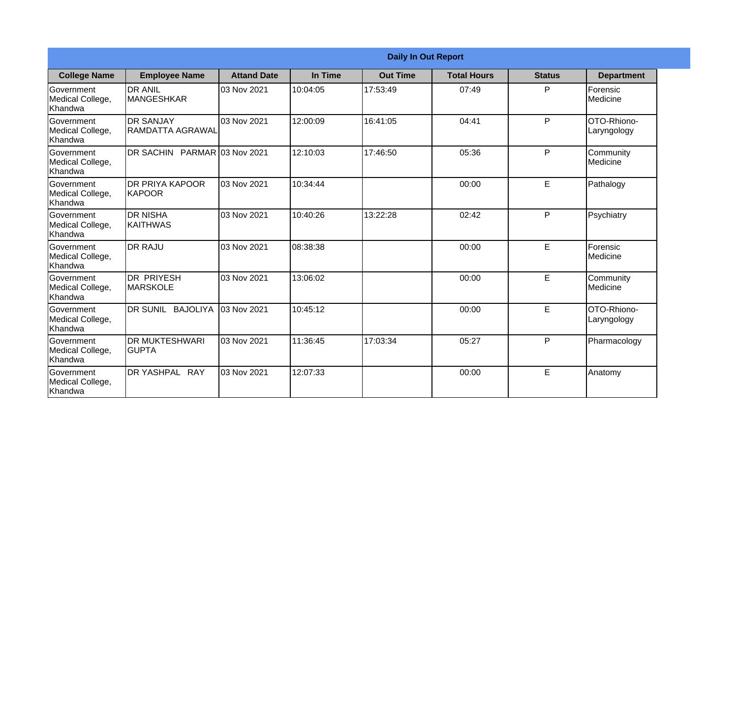**Daily In Out Report**

| College Name | Employee Name | Attand Date | In Time | Out Time | Total Hours | Status | Department |
|---|---|---|---|---|---|---|---|
| Government Medical College, Khandwa | DR ANIL MANGESHKAR | 03 Nov 2021 | 10:04:05 | 17:53:49 | 07:49 | P | Forensic Medicine |
| Government Medical College, Khandwa | DR SANJAY RAMDATTA AGRAWAL | 03 Nov 2021 | 12:00:09 | 16:41:05 | 04:41 | P | OTO-Rhiono-Laryngology |
| Government Medical College, Khandwa | DR SACHIN PARMAR | 03 Nov 2021 | 12:10:03 | 17:46:50 | 05:36 | P | Community Medicine |
| Government Medical College, Khandwa | DR PRIYA KAPOOR KAPOOR | 03 Nov 2021 | 10:34:44 | | 00:00 | E | Pathalogy |
| Government Medical College, Khandwa | DR NISHA KAITHWAS | 03 Nov 2021 | 10:40:26 | 13:22:28 | 02:42 | P | Psychiatry |
| Government Medical College, Khandwa | DR RAJU | 03 Nov 2021 | 08:38:38 | | 00:00 | E | Forensic Medicine |
| Government Medical College, Khandwa | DR PRIYESH MARSKOLE | 03 Nov 2021 | 13:06:02 | | 00:00 | E | Community Medicine |
| Government Medical College, Khandwa | DR SUNIL BAJOLIYA | 03 Nov 2021 | 10:45:12 | | 00:00 | E | OTO-Rhiono-Laryngology |
| Government Medical College, Khandwa | DR MUKTESHWARI GUPTA | 03 Nov 2021 | 11:36:45 | 17:03:34 | 05:27 | P | Pharmacology |
| Government Medical College, Khandwa | DR YASHPAL RAY | 03 Nov 2021 | 12:07:33 | | 00:00 | E | Anatomy |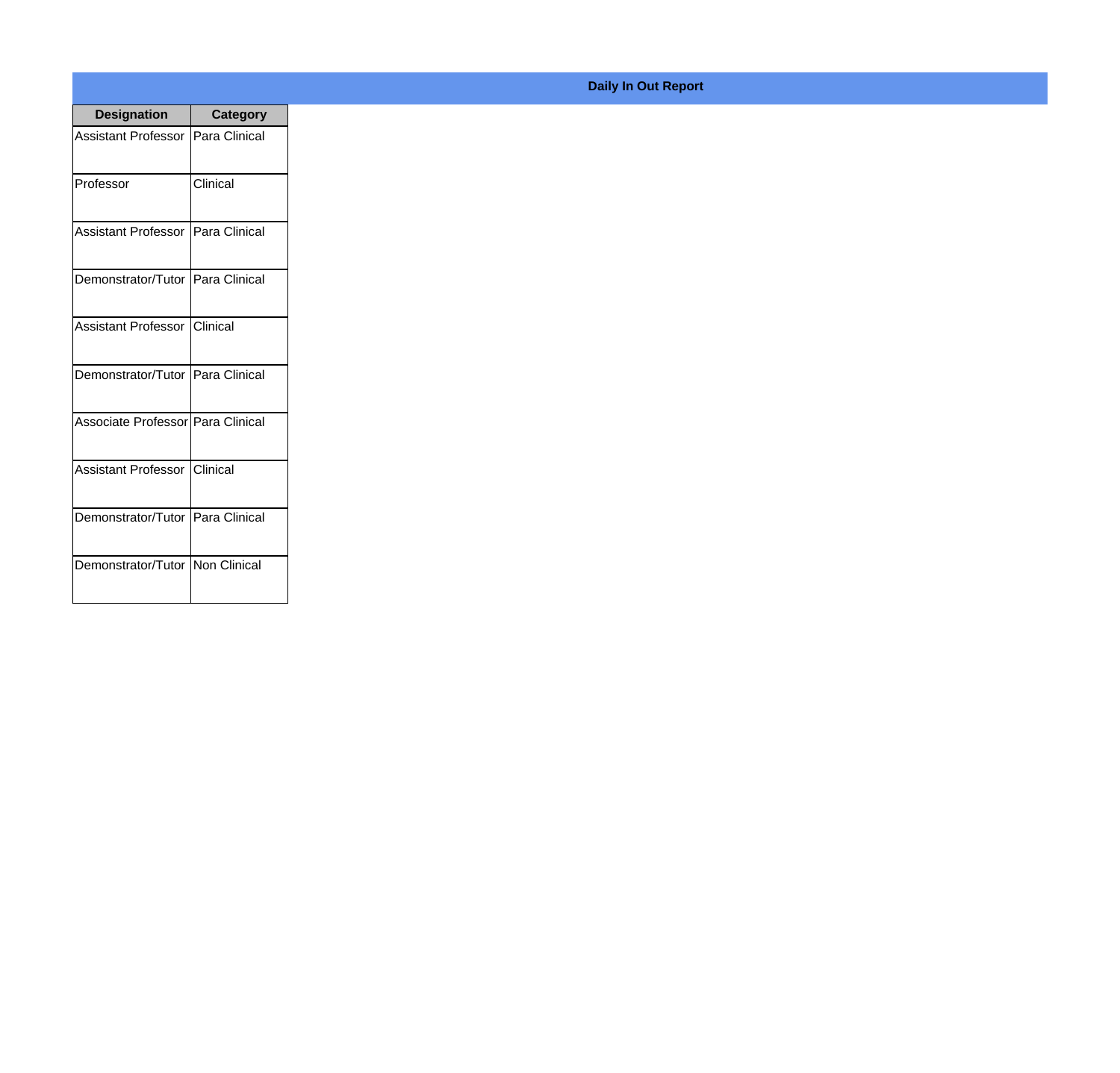**Daily In Out Report**

| Designation | Category |
| --- | --- |
| Assistant Professor | Para Clinical |
| Professor | Clinical |
| Assistant Professor | Para Clinical |
| Demonstrator/Tutor | Para Clinical |
| Assistant Professor | Clinical |
| Demonstrator/Tutor | Para Clinical |
| Associate Professor | Para Clinical |
| Assistant Professor | Clinical |
| Demonstrator/Tutor | Para Clinical |
| Demonstrator/Tutor | Non Clinical |